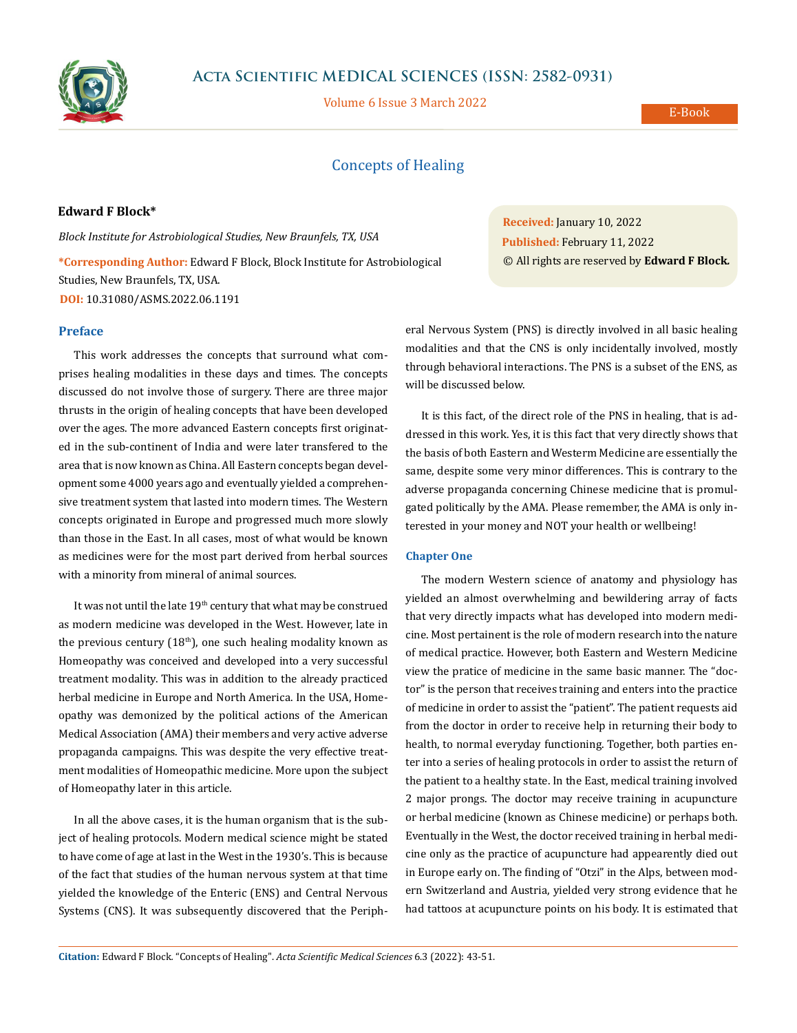# Concepts of Healing

**Edward F Block***

*Block Institute for Astrobiological Studies, New Braunfels, TX, USA*

**\*Corresponding Author:** Edward F Block, Block Institute for Astrobiological Studies, New Braunfels, TX, USA.

**DOI:** 10.31080/ASMS.2022.06.1191

**Received:** January 10, 2022
**Published:** February 11, 2022
© All rights are reserved by **Edward F Block.**

## Preface

This work addresses the concepts that surround what comprises healing modalities in these days and times. The concepts discussed do not involve those of surgery. There are three major thrusts in the origin of healing concepts that have been developed over the ages. The more advanced Eastern concepts first originated in the sub-continent of India and were later transfered to the area that is now known as China. All Eastern concepts began development some 4000 years ago and eventually yielded a comprehensive treatment system that lasted into modern times. The Western concepts originated in Europe and progressed much more slowly than those in the East. In all cases, most of what would be known as medicines were for the most part derived from herbal sources with a minority from mineral of animal sources.

It was not until the late 19th century that what may be construed as modern medicine was developed in the West. However, late in the previous century (18th), one such healing modality known as Homeopathy was conceived and developed into a very successful treatment modality. This was in addition to the already practiced herbal medicine in Europe and North America. In the USA, Homeopathy was demonized by the political actions of the American Medical Association (AMA) their members and very active adverse propaganda campaigns. This was despite the very effective treatment modalities of Homeopathic medicine. More upon the subject of Homeopathy later in this article.

In all the above cases, it is the human organism that is the subject of healing protocols. Modern medical science might be stated to have come of age at last in the West in the 1930's. This is because of the fact that studies of the human nervous system at that time yielded the knowledge of the Enteric (ENS) and Central Nervous Systems (CNS). It was subsequently discovered that the Peripheral Nervous System (PNS) is directly involved in all basic healing modalities and that the CNS is only incidentally involved, mostly through behavioral interactions. The PNS is a subset of the ENS, as will be discussed below.

It is this fact, of the direct role of the PNS in healing, that is addressed in this work. Yes, it is this fact that very directly shows that the basis of both Eastern and Westerm Medicine are essentially the same, despite some very minor differences. This is contrary to the adverse propaganda concerning Chinese medicine that is promulgated politically by the AMA. Please remember, the AMA is only interested in your money and NOT your health or wellbeing!

## Chapter One

The modern Western science of anatomy and physiology has yielded an almost overwhelming and bewildering array of facts that very directly impacts what has developed into modern medicine. Most pertainent is the role of modern research into the nature of medical practice. However, both Eastern and Western Medicine view the pratice of medicine in the same basic manner. The "doctor" is the person that receives training and enters into the practice of medicine in order to assist the "patient". The patient requests aid from the doctor in order to receive help in returning their body to health, to normal everyday functioning. Together, both parties enter into a series of healing protocols in order to assist the return of the patient to a healthy state. In the East, medical training involved 2 major prongs. The doctor may receive training in acupuncture or herbal medicine (known as Chinese medicine) or perhaps both. Eventually in the West, the doctor received training in herbal medicine only as the practice of acupuncture had appearently died out in Europe early on. The finding of "Otzi" in the Alps, between modern Switzerland and Austria, yielded very strong evidence that he had tattoos at acupuncture points on his body. It is estimated that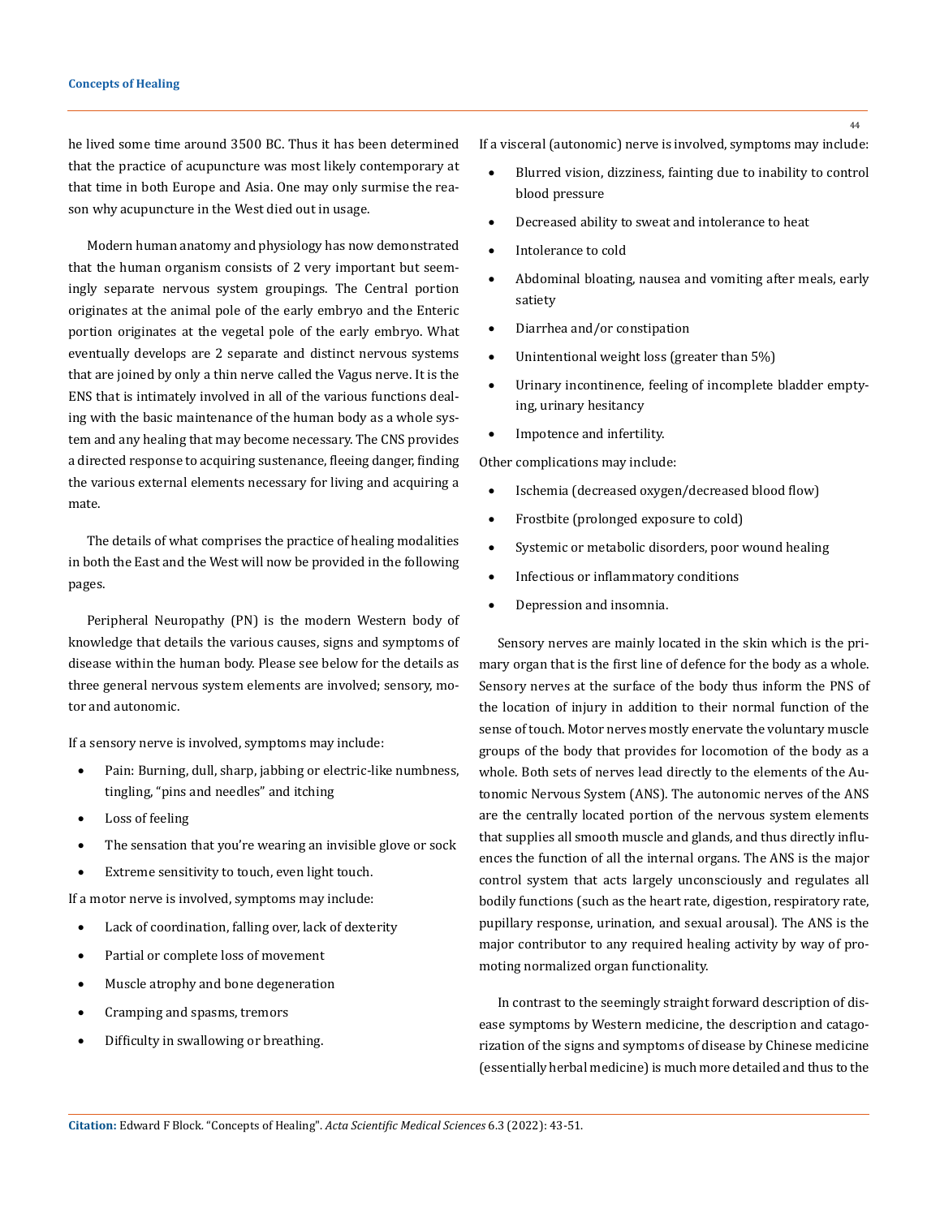he lived some time around 3500 BC. Thus it has been determined that the practice of acupuncture was most likely contemporary at that time in both Europe and Asia. One may only surmise the reason why acupuncture in the West died out in usage.

Modern human anatomy and physiology has now demonstrated that the human organism consists of 2 very important but seemingly separate nervous system groupings. The Central portion originates at the animal pole of the early embryo and the Enteric portion originates at the vegetal pole of the early embryo. What eventually develops are 2 separate and distinct nervous systems that are joined by only a thin nerve called the Vagus nerve. It is the ENS that is intimately involved in all of the various functions dealing with the basic maintenance of the human body as a whole system and any healing that may become necessary. The CNS provides a directed response to acquiring sustenance, fleeing danger, finding the various external elements necessary for living and acquiring a mate.

The details of what comprises the practice of healing modalities in both the East and the West will now be provided in the following pages.

Peripheral Neuropathy (PN) is the modern Western body of knowledge that details the various causes, signs and symptoms of disease within the human body. Please see below for the details as three general nervous system elements are involved; sensory, motor and autonomic.

If a sensory nerve is involved, symptoms may include:

- Pain: Burning, dull, sharp, jabbing or electric-like numbness, tingling, "pins and needles" and itching
- Loss of feeling
- The sensation that you're wearing an invisible glove or sock
- Extreme sensitivity to touch, even light touch.

If a motor nerve is involved, symptoms may include:

- Lack of coordination, falling over, lack of dexterity
- Partial or complete loss of movement
- Muscle atrophy and bone degeneration
- Cramping and spasms, tremors
- Difficulty in swallowing or breathing.

If a visceral (autonomic) nerve is involved, symptoms may include:

- Blurred vision, dizziness, fainting due to inability to control blood pressure
- Decreased ability to sweat and intolerance to heat
- Intolerance to cold
- Abdominal bloating, nausea and vomiting after meals, early satiety
- Diarrhea and/or constipation
- Unintentional weight loss (greater than 5%)
- Urinary incontinence, feeling of incomplete bladder emptying, urinary hesitancy
- Impotence and infertility.

Other complications may include:

- Ischemia (decreased oxygen/decreased blood flow)
- Frostbite (prolonged exposure to cold)
- Systemic or metabolic disorders, poor wound healing
- Infectious or inflammatory conditions
- Depression and insomnia.

Sensory nerves are mainly located in the skin which is the primary organ that is the first line of defence for the body as a whole. Sensory nerves at the surface of the body thus inform the PNS of the location of injury in addition to their normal function of the sense of touch. Motor nerves mostly enervate the voluntary muscle groups of the body that provides for locomotion of the body as a whole. Both sets of nerves lead directly to the elements of the Autonomic Nervous System (ANS). The autonomic nerves of the ANS are the centrally located portion of the nervous system elements that supplies all smooth muscle and glands, and thus directly influences the function of all the internal organs. The ANS is the major control system that acts largely unconsciously and regulates all bodily functions (such as the heart rate, digestion, respiratory rate, pupillary response, urination, and sexual arousal). The ANS is the major contributor to any required healing activity by way of promoting normalized organ functionality.

In contrast to the seemingly straight forward description of disease symptoms by Western medicine, the description and catagorization of the signs and symptoms of disease by Chinese medicine (essentially herbal medicine) is much more detailed and thus to the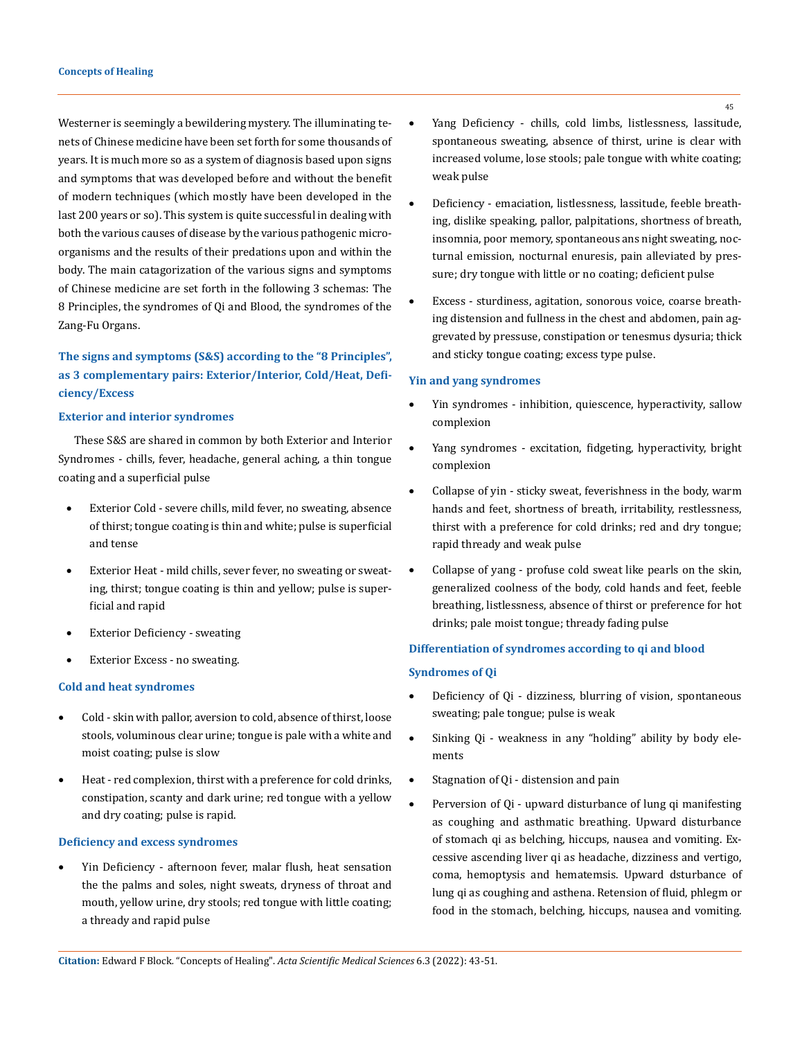Westerner is seemingly a bewildering mystery. The illuminating tenets of Chinese medicine have been set forth for some thousands of years. It is much more so as a system of diagnosis based upon signs and symptoms that was developed before and without the benefit of modern techniques (which mostly have been developed in the last 200 years or so). This system is quite successful in dealing with both the various causes of disease by the various pathogenic micro-organisms and the results of their predations upon and within the body. The main catagorization of the various signs and symptoms of Chinese medicine are set forth in the following 3 schemas: The 8 Principles, the syndromes of Qi and Blood, the syndromes of the Zang-Fu Organs.

### The signs and symptoms (S&S) according to the "8 Principles", as 3 complementary pairs: Exterior/Interior, Cold/Heat, Deficiency/Excess

#### Exterior and interior syndromes

These S&S are shared in common by both Exterior and Interior Syndromes - chills, fever, headache, general aching, a thin tongue coating and a superficial pulse

- Exterior Cold - severe chills, mild fever, no sweating, absence of thirst; tongue coating is thin and white; pulse is superficial and tense
- Exterior Heat - mild chills, sever fever, no sweating or sweating, thirst; tongue coating is thin and yellow; pulse is superficial and rapid
- Exterior Deficiency - sweating
- Exterior Excess - no sweating.

#### Cold and heat syndromes

- Cold - skin with pallor, aversion to cold, absence of thirst, loose stools, voluminous clear urine; tongue is pale with a white and moist coating; pulse is slow
- Heat - red complexion, thirst with a preference for cold drinks, constipation, scanty and dark urine; red tongue with a yellow and dry coating; pulse is rapid.

#### Deficiency and excess syndromes

- Yin Deficiency - afternoon fever, malar flush, heat sensation the the palms and soles, night sweats, dryness of throat and mouth, yellow urine, dry stools; red tongue with little coating; a thready and rapid pulse
- Yang Deficiency - chills, cold limbs, listlessness, lassitude, spontaneous sweating, absence of thirst, urine is clear with increased volume, lose stools; pale tongue with white coating; weak pulse
- Deficiency - emaciation, listlessness, lassitude, feeble breathing, dislike speaking, pallor, palpitations, shortness of breath, insomnia, poor memory, spontaneous ans night sweating, nocturnal emission, nocturnal enuresis, pain alleviated by pressure; dry tongue with little or no coating; deficient pulse
- Excess - sturdiness, agitation, sonorous voice, coarse breathing distension and fullness in the chest and abdomen, pain aggrevated by pressuse, constipation or tenesmus dysuria; thick and sticky tongue coating; excess type pulse.

#### Yin and yang syndromes

- Yin syndromes - inhibition, quiescence, hyperactivity, sallow complexion
- Yang syndromes - excitation, fidgeting, hyperactivity, bright complexion
- Collapse of yin - sticky sweat, feverishness in the body, warm hands and feet, shortness of breath, irritability, restlessness, thirst with a preference for cold drinks; red and dry tongue; rapid thready and weak pulse
- Collapse of yang - profuse cold sweat like pearls on the skin, generalized coolness of the body, cold hands and feet, feeble breathing, listlessness, absence of thirst or preference for hot drinks; pale moist tongue; thready fading pulse

### Differentiation of syndromes according to qi and blood

#### Syndromes of Qi

- Deficiency of Qi - dizziness, blurring of vision, spontaneous sweating; pale tongue; pulse is weak
- Sinking Qi - weakness in any "holding" ability by body elements
- Stagnation of Qi - distension and pain
- Perversion of Qi - upward disturbance of lung qi manifesting as coughing and asthmatic breathing. Upward disturbance of stomach qi as belching, hiccups, nausea and vomiting. Excessive ascending liver qi as headache, dizziness and vertigo, coma, hemoptysis and hematemsis. Upward dsturbance of lung qi as coughing and asthena. Retension of fluid, phlegm or food in the stomach, belching, hiccups, nausea and vomiting.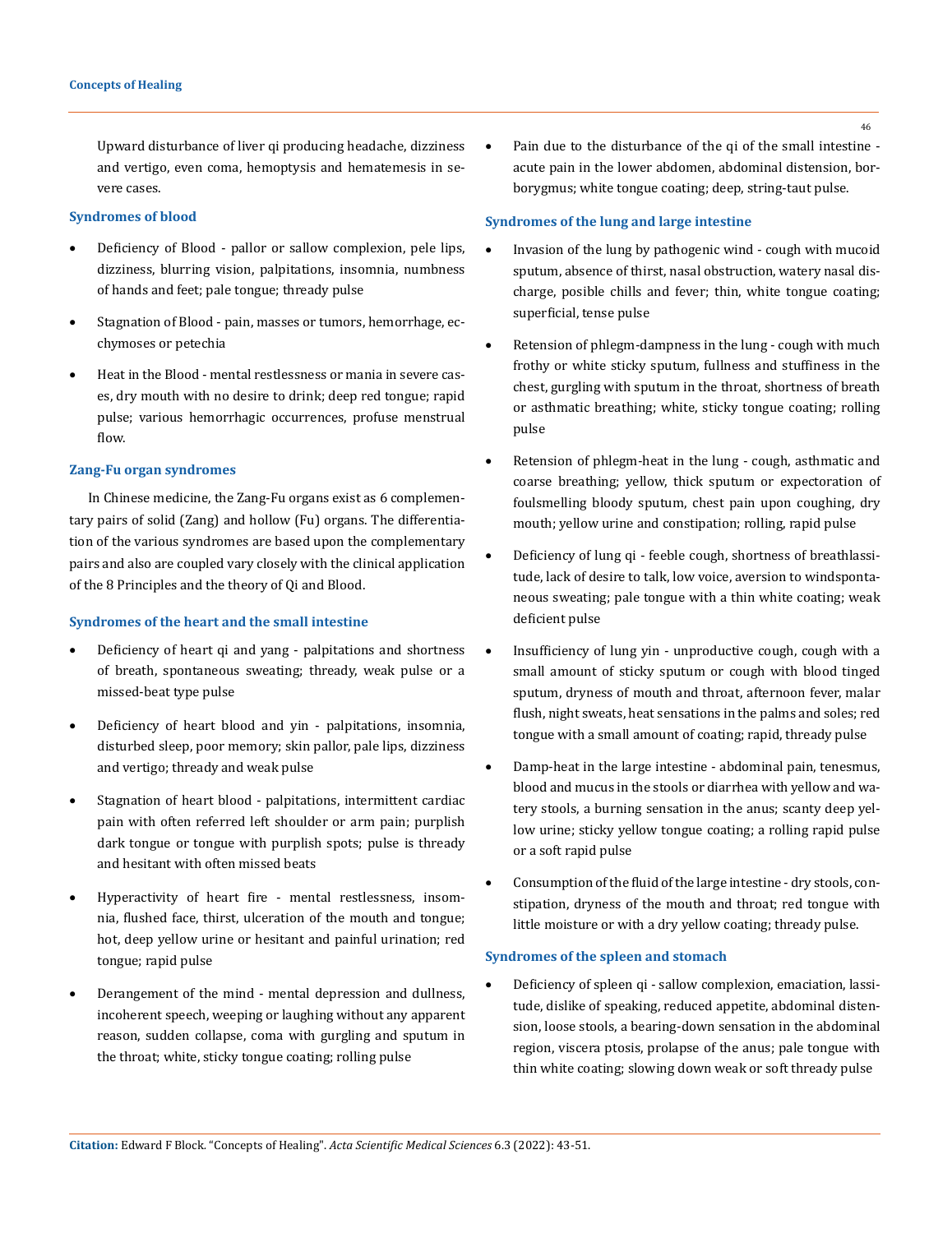Upward disturbance of liver qi producing headache, dizziness and vertigo, even coma, hemoptysis and hematemesis in severe cases.

### Syndromes of blood

- Deficiency of Blood - pallor or sallow complexion, pele lips, dizziness, blurring vision, palpitations, insomnia, numbness of hands and feet; pale tongue; thready pulse
- Stagnation of Blood - pain, masses or tumors, hemorrhage, ecchymoses or petechia
- Heat in the Blood - mental restlessness or mania in severe cases, dry mouth with no desire to drink; deep red tongue; rapid pulse; various hemorrhagic occurrences, profuse menstrual flow.

### Zang-Fu organ syndromes

In Chinese medicine, the Zang-Fu organs exist as 6 complementary pairs of solid (Zang) and hollow (Fu) organs. The differentiation of the various syndromes are based upon the complementary pairs and also are coupled vary closely with the clinical application of the 8 Principles and the theory of Qi and Blood.

### Syndromes of the heart and the small intestine

- Deficiency of heart qi and yang - palpitations and shortness of breath, spontaneous sweating; thready, weak pulse or a missed-beat type pulse
- Deficiency of heart blood and yin - palpitations, insomnia, disturbed sleep, poor memory; skin pallor, pale lips, dizziness and vertigo; thready and weak pulse
- Stagnation of heart blood - palpitations, intermittent cardiac pain with often referred left shoulder or arm pain; purplish dark tongue or tongue with purplish spots; pulse is thready and hesitant with often missed beats
- Hyperactivity of heart fire - mental restlessness, insomnia, flushed face, thirst, ulceration of the mouth and tongue; hot, deep yellow urine or hesitant and painful urination; red tongue; rapid pulse
- Derangement of the mind - mental depression and dullness, incoherent speech, weeping or laughing without any apparent reason, sudden collapse, coma with gurgling and sputum in the throat; white, sticky tongue coating; rolling pulse
- Pain due to the disturbance of the qi of the small intestine - acute pain in the lower abdomen, abdominal distension, borborygmus; white tongue coating; deep, string-taut pulse.

### Syndromes of the lung and large intestine

- Invasion of the lung by pathogenic wind - cough with mucoid sputum, absence of thirst, nasal obstruction, watery nasal discharge, posible chills and fever; thin, white tongue coating; superficial, tense pulse
- Retension of phlegm-dampness in the lung - cough with much frothy or white sticky sputum, fullness and stuffiness in the chest, gurgling with sputum in the throat, shortness of breath or asthmatic breathing; white, sticky tongue coating; rolling pulse
- Retension of phlegm-heat in the lung - cough, asthmatic and coarse breathing; yellow, thick sputum or expectoration of foulsmelling bloody sputum, chest pain upon coughing, dry mouth; yellow urine and constipation; rolling, rapid pulse
- Deficiency of lung qi - feeble cough, shortness of breathlassitude, lack of desire to talk, low voice, aversion to windspontaneous sweating; pale tongue with a thin white coating; weak deficient pulse
- Insufficiency of lung yin - unproductive cough, cough with a small amount of sticky sputum or cough with blood tinged sputum, dryness of mouth and throat, afternoon fever, malar flush, night sweats, heat sensations in the palms and soles; red tongue with a small amount of coating; rapid, thready pulse
- Damp-heat in the large intestine - abdominal pain, tenesmus, blood and mucus in the stools or diarrhea with yellow and watery stools, a burning sensation in the anus; scanty deep yellow urine; sticky yellow tongue coating; a rolling rapid pulse or a soft rapid pulse
- Consumption of the fluid of the large intestine - dry stools, constipation, dryness of the mouth and throat; red tongue with little moisture or with a dry yellow coating; thready pulse.

### Syndromes of the spleen and stomach

- Deficiency of spleen qi - sallow complexion, emaciation, lassitude, dislike of speaking, reduced appetite, abdominal distension, loose stools, a bearing-down sensation in the abdominal region, viscera ptosis, prolapse of the anus; pale tongue with thin white coating; slowing down weak or soft thready pulse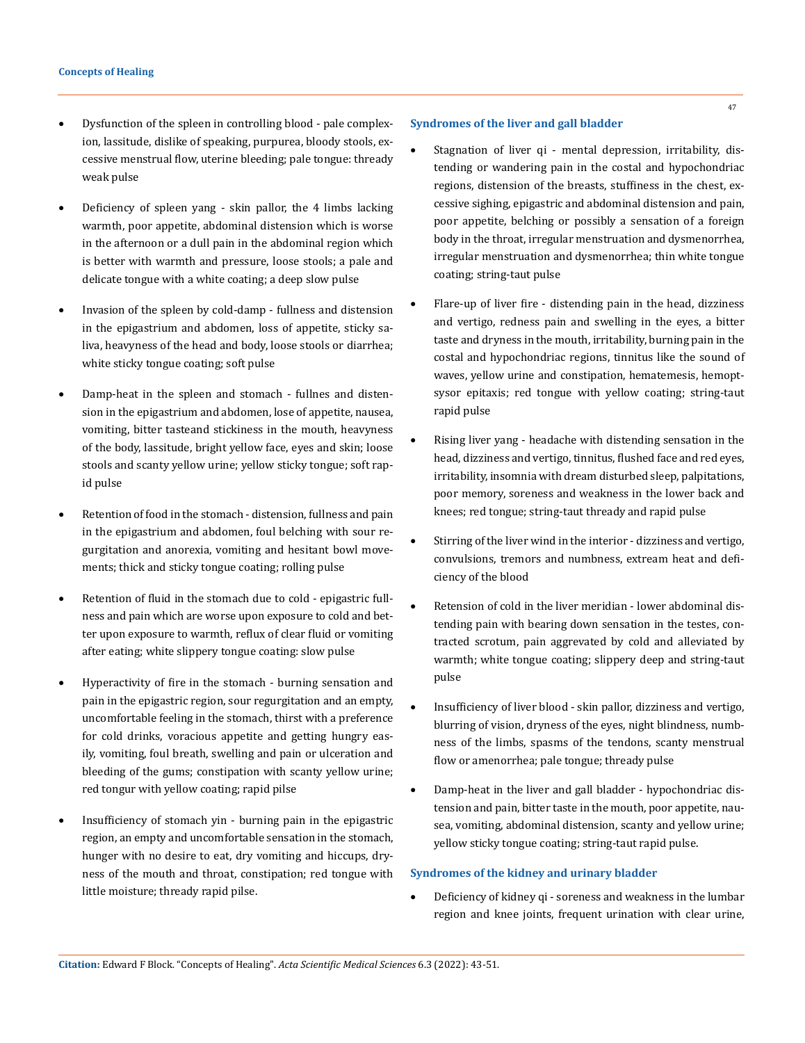- Dysfunction of the spleen in controlling blood - pale complexion, lassitude, dislike of speaking, purpurea, bloody stools, excessive menstrual flow, uterine bleeding; pale tongue: thready weak pulse

- Deficiency of spleen yang - skin pallor, the 4 limbs lacking warmth, poor appetite, abdominal distension which is worse in the afternoon or a dull pain in the abdominal region which is better with warmth and pressure, loose stools; a pale and delicate tongue with a white coating; a deep slow pulse

- Invasion of the spleen by cold-damp - fullness and distension in the epigastrium and abdomen, loss of appetite, sticky saliva, heavyness of the head and body, loose stools or diarrhea; white sticky tongue coating; soft pulse

- Damp-heat in the spleen and stomach - fullnes and distension in the epigastrium and abdomen, lose of appetite, nausea, vomiting, bitter tasteand stickiness in the mouth, heavyness of the body, lassitude, bright yellow face, eyes and skin; loose stools and scanty yellow urine; yellow sticky tongue; soft rapid pulse

- Retention of food in the stomach - distension, fullness and pain in the epigastrium and abdomen, foul belching with sour regurgitation and anorexia, vomiting and hesitant bowl movements; thick and sticky tongue coating; rolling pulse

- Retention of fluid in the stomach due to cold - epigastric fullness and pain which are worse upon exposure to cold and better upon exposure to warmth, reflux of clear fluid or vomiting after eating; white slippery tongue coating: slow pulse

- Hyperactivity of fire in the stomach - burning sensation and pain in the epigastric region, sour regurgitation and an empty, uncomfortable feeling in the stomach, thirst with a preference for cold drinks, voracious appetite and getting hungry easily, vomiting, foul breath, swelling and pain or ulceration and bleeding of the gums; constipation with scanty yellow urine; red tongur with yellow coating; rapid pilse

- Insufficiency of stomach yin - burning pain in the epigastric region, an empty and uncomfortable sensation in the stomach, hunger with no desire to eat, dry vomiting and hiccups, dryness of the mouth and throat, constipation; red tongue with little moisture; thready rapid pilse.

### Syndromes of the liver and gall bladder

- Stagnation of liver qi - mental depression, irritability, distending or wandering pain in the costal and hypochondriac regions, distension of the breasts, stuffiness in the chest, excessive sighing, epigastric and abdominal distension and pain, poor appetite, belching or possibly a sensation of a foreign body in the throat, irregular menstruation and dysmenorrhea, irregular menstruation and dysmenorrhea; thin white tongue coating; string-taut pulse

- Flare-up of liver fire - distending pain in the head, dizziness and vertigo, redness pain and swelling in the eyes, a bitter taste and dryness in the mouth, irritability, burning pain in the costal and hypochondriac regions, tinnitus like the sound of waves, yellow urine and constipation, hematemesis, hemoptsysor epitaxis; red tongue with yellow coating; string-taut rapid pulse

- Rising liver yang - headache with distending sensation in the head, dizziness and vertigo, tinnitus, flushed face and red eyes, irritability, insomnia with dream disturbed sleep, palpitations, poor memory, soreness and weakness in the lower back and knees; red tongue; string-taut thready and rapid pulse

- Stirring of the liver wind in the interior - dizziness and vertigo, convulsions, tremors and numbness, extream heat and deficiency of the blood

- Retension of cold in the liver meridian - lower abdominal distending pain with bearing down sensation in the testes, contracted scrotum, pain aggrevated by cold and alleviated by warmth; white tongue coating; slippery deep and string-taut pulse

- Insufficiency of liver blood - skin pallor, dizziness and vertigo, blurring of vision, dryness of the eyes, night blindness, numbness of the limbs, spasms of the tendons, scanty menstrual flow or amenorrhea; pale tongue; thready pulse

- Damp-heat in the liver and gall bladder - hypochondriac distension and pain, bitter taste in the mouth, poor appetite, nausea, vomiting, abdominal distension, scanty and yellow urine; yellow sticky tongue coating; string-taut rapid pulse.

### Syndromes of the kidney and urinary bladder

- Deficiency of kidney qi - soreness and weakness in the lumbar region and knee joints, frequent urination with clear urine,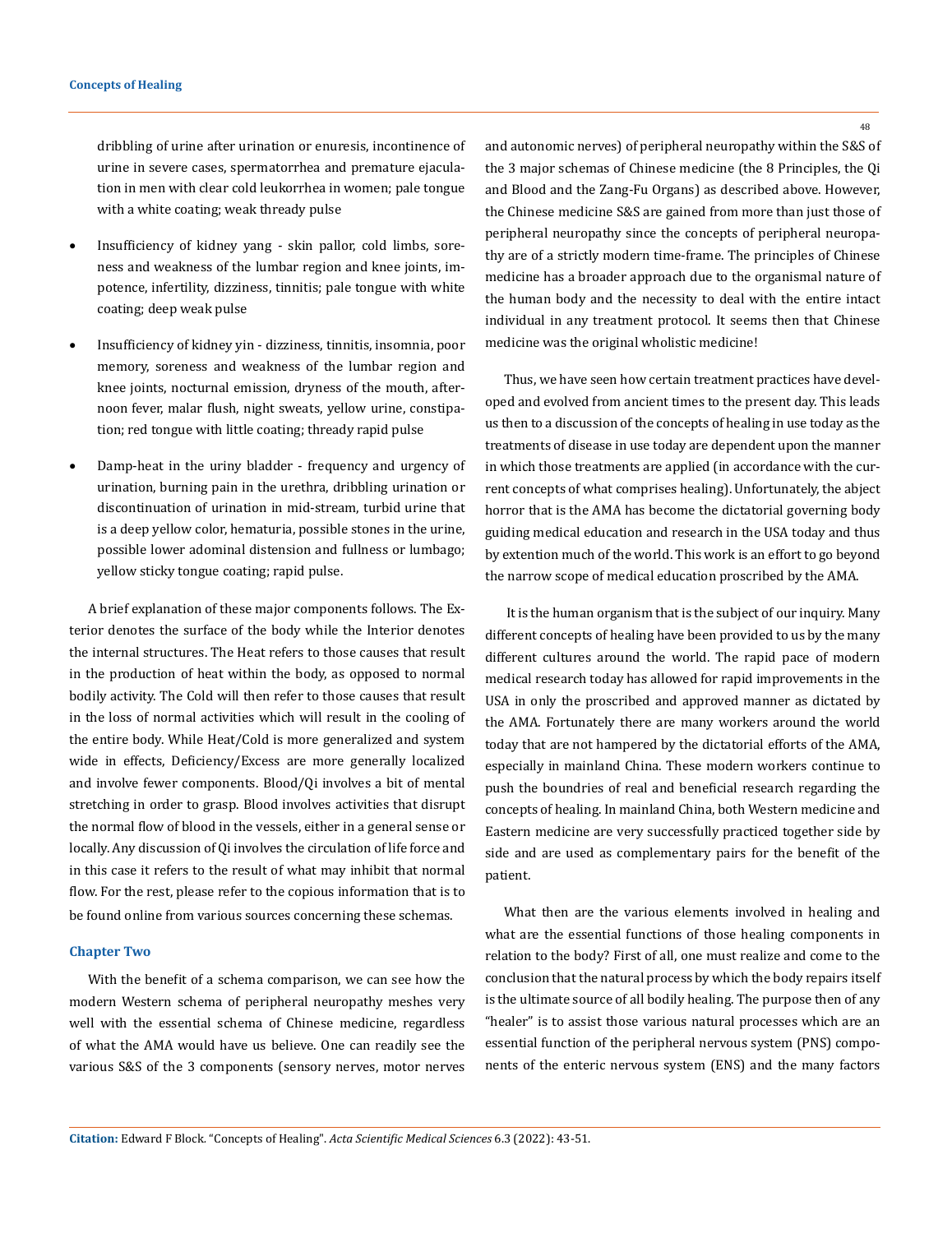dribbling of urine after urination or enuresis, incontinence of urine in severe cases, spermatorrhea and premature ejaculation in men with clear cold leukorrhea in women; pale tongue with a white coating; weak thready pulse

- Insufficiency of kidney yang - skin pallor, cold limbs, soreness and weakness of the lumbar region and knee joints, impotence, infertility, dizziness, tinnitis; pale tongue with white coating; deep weak pulse
- Insufficiency of kidney yin - dizziness, tinnitis, insomnia, poor memory, soreness and weakness of the lumbar region and knee joints, nocturnal emission, dryness of the mouth, afternoon fever, malar flush, night sweats, yellow urine, constipation; red tongue with little coating; thready rapid pulse
- Damp-heat in the uriny bladder - frequency and urgency of urination, burning pain in the urethra, dribbling urination or discontinuation of urination in mid-stream, turbid urine that is a deep yellow color, hematuria, possible stones in the urine, possible lower adominal distension and fullness or lumbago; yellow sticky tongue coating; rapid pulse.

A brief explanation of these major components follows. The Exterior denotes the surface of the body while the Interior denotes the internal structures. The Heat refers to those causes that result in the production of heat within the body, as opposed to normal bodily activity. The Cold will then refer to those causes that result in the loss of normal activities which will result in the cooling of the entire body. While Heat/Cold is more generalized and system wide in effects, Deficiency/Excess are more generally localized and involve fewer components. Blood/Qi involves a bit of mental stretching in order to grasp. Blood involves activities that disrupt the normal flow of blood in the vessels, either in a general sense or locally. Any discussion of Qi involves the circulation of life force and in this case it refers to the result of what may inhibit that normal flow. For the rest, please refer to the copious information that is to be found online from various sources concerning these schemas.

## Chapter Two

With the benefit of a schema comparison, we can see how the modern Western schema of peripheral neuropathy meshes very well with the essential schema of Chinese medicine, regardless of what the AMA would have us believe. One can readily see the various S&S of the 3 components (sensory nerves, motor nerves and autonomic nerves) of peripheral neuropathy within the S&S of the 3 major schemas of Chinese medicine (the 8 Principles, the Qi and Blood and the Zang-Fu Organs) as described above. However, the Chinese medicine S&S are gained from more than just those of peripheral neuropathy since the concepts of peripheral neuropathy are of a strictly modern time-frame. The principles of Chinese medicine has a broader approach due to the organismal nature of the human body and the necessity to deal with the entire intact individual in any treatment protocol. It seems then that Chinese medicine was the original wholistic medicine!

Thus, we have seen how certain treatment practices have developed and evolved from ancient times to the present day. This leads us then to a discussion of the concepts of healing in use today as the treatments of disease in use today are dependent upon the manner in which those treatments are applied (in accordance with the current concepts of what comprises healing). Unfortunately, the abject horror that is the AMA has become the dictatorial governing body guiding medical education and research in the USA today and thus by extention much of the world. This work is an effort to go beyond the narrow scope of medical education proscribed by the AMA.

It is the human organism that is the subject of our inquiry. Many different concepts of healing have been provided to us by the many different cultures around the world. The rapid pace of modern medical research today has allowed for rapid improvements in the USA in only the proscribed and approved manner as dictated by the AMA. Fortunately there are many workers around the world today that are not hampered by the dictatorial efforts of the AMA, especially in mainland China. These modern workers continue to push the boundries of real and beneficial research regarding the concepts of healing. In mainland China, both Western medicine and Eastern medicine are very successfully practiced together side by side and are used as complementary pairs for the benefit of the patient.

What then are the various elements involved in healing and what are the essential functions of those healing components in relation to the body? First of all, one must realize and come to the conclusion that the natural process by which the body repairs itself is the ultimate source of all bodily healing. The purpose then of any "healer" is to assist those various natural processes which are an essential function of the peripheral nervous system (PNS) components of the enteric nervous system (ENS) and the many factors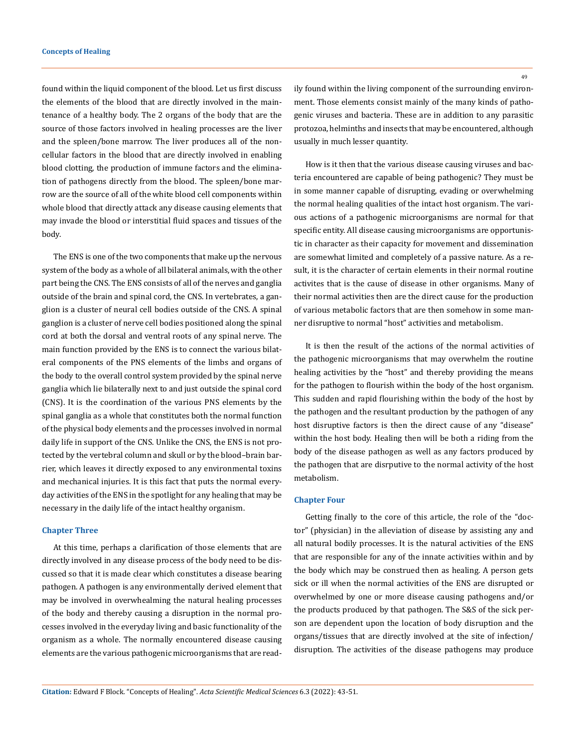found within the liquid component of the blood. Let us first discuss the elements of the blood that are directly involved in the maintenance of a healthy body. The 2 organs of the body that are the source of those factors involved in healing processes are the liver and the spleen/bone marrow. The liver produces all of the non-cellular factors in the blood that are directly involved in enabling blood clotting, the production of immune factors and the elimination of pathogens directly from the blood. The spleen/bone marrow are the source of all of the white blood cell components within whole blood that directly attack any disease causing elements that may invade the blood or interstitial fluid spaces and tissues of the body.

The ENS is one of the two components that make up the nervous system of the body as a whole of all bilateral animals, with the other part being the CNS. The ENS consists of all of the nerves and ganglia outside of the brain and spinal cord, the CNS. In vertebrates, a ganglion is a cluster of neural cell bodies outside of the CNS. A spinal ganglion is a cluster of nerve cell bodies positioned along the spinal cord at both the dorsal and ventral roots of any spinal nerve. The main function provided by the ENS is to connect the various bilateral components of the PNS elements of the limbs and organs of the body to the overall control system provided by the spinal nerve ganglia which lie bilaterally next to and just outside the spinal cord (CNS). It is the coordination of the various PNS elements by the spinal ganglia as a whole that constitutes both the normal function of the physical body elements and the processes involved in normal daily life in support of the CNS. Unlike the CNS, the ENS is not protected by the vertebral column and skull or by the blood–brain barrier, which leaves it directly exposed to any environmental toxins and mechanical injuries. It is this fact that puts the normal everyday activities of the ENS in the spotlight for any healing that may be necessary in the daily life of the intact healthy organism.

## Chapter Three

At this time, perhaps a clarification of those elements that are directly involved in any disease process of the body need to be discussed so that it is made clear which constitutes a disease bearing pathogen. A pathogen is any environmentally derived element that may be involved in overwhealming the natural healing processes of the body and thereby causing a disruption in the normal processes involved in the everyday living and basic functionality of the organism as a whole. The normally encountered disease causing elements are the various pathogenic microorganisms that are readily found within the living component of the surrounding environment. Those elements consist mainly of the many kinds of pathogenic viruses and bacteria. These are in addition to any parasitic protozoa, helminths and insects that may be encountered, although usually in much lesser quantity.

How is it then that the various disease causing viruses and bacteria encountered are capable of being pathogenic? They must be in some manner capable of disrupting, evading or overwhelming the normal healing qualities of the intact host organism. The various actions of a pathogenic microorganisms are normal for that specific entity. All disease causing microorganisms are opportunistic in character as their capacity for movement and dissemination are somewhat limited and completely of a passive nature. As a result, it is the character of certain elements in their normal routine activites that is the cause of disease in other organisms. Many of their normal activities then are the direct cause for the production of various metabolic factors that are then somehow in some manner disruptive to normal "host" activities and metabolism.

It is then the result of the actions of the normal activities of the pathogenic microorganisms that may overwhelm the routine healing activities by the "host" and thereby providing the means for the pathogen to flourish within the body of the host organism. This sudden and rapid flourishing within the body of the host by the pathogen and the resultant production by the pathogen of any host disruptive factors is then the direct cause of any "disease" within the host body. Healing then will be both a riding from the body of the disease pathogen as well as any factors produced by the pathogen that are disrputive to the normal activity of the host metabolism.

## Chapter Four

Getting finally to the core of this article, the role of the "doctor" (physician) in the alleviation of disease by assisting any and all natural bodily processes. It is the natural activities of the ENS that are responsible for any of the innate activities within and by the body which may be construed then as healing. A person gets sick or ill when the normal activities of the ENS are disrupted or overwhelmed by one or more disease causing pathogens and/or the products produced by that pathogen. The S&S of the sick person are dependent upon the location of body disruption and the organs/tissues that are directly involved at the site of infection/disruption. The activities of the disease pathogens may produce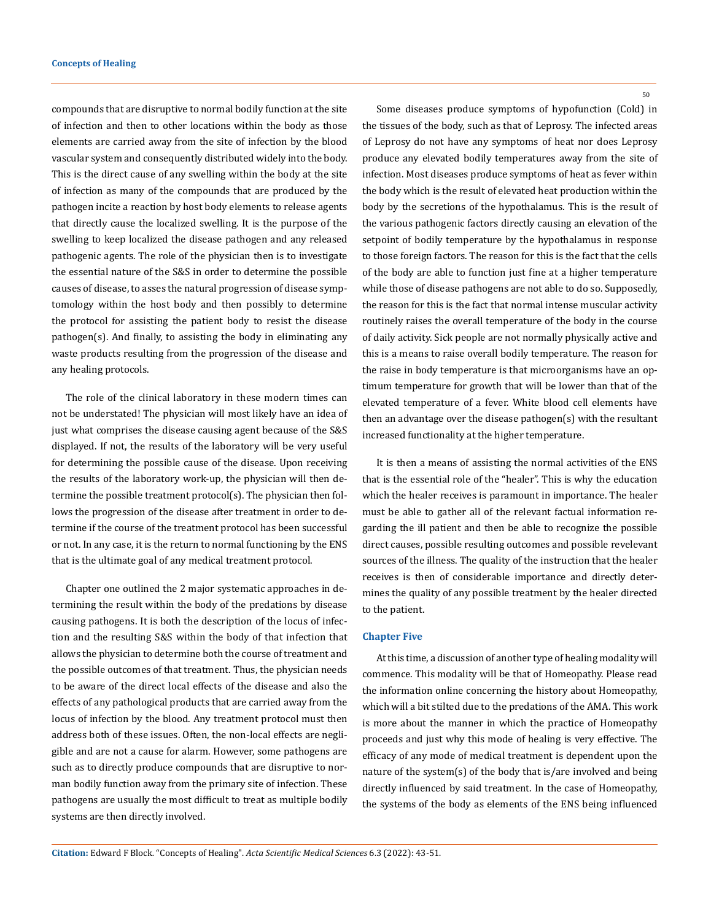compounds that are disruptive to normal bodily function at the site of infection and then to other locations within the body as those elements are carried away from the site of infection by the blood vascular system and consequently distributed widely into the body. This is the direct cause of any swelling within the body at the site of infection as many of the compounds that are produced by the pathogen incite a reaction by host body elements to release agents that directly cause the localized swelling. It is the purpose of the swelling to keep localized the disease pathogen and any released pathogenic agents. The role of the physician then is to investigate the essential nature of the S&S in order to determine the possible causes of disease, to asses the natural progression of disease symptomology within the host body and then possibly to determine the protocol for assisting the patient body to resist the disease pathogen(s). And finally, to assisting the body in eliminating any waste products resulting from the progression of the disease and any healing protocols.

The role of the clinical laboratory in these modern times can not be understated! The physician will most likely have an idea of just what comprises the disease causing agent because of the S&S displayed. If not, the results of the laboratory will be very useful for determining the possible cause of the disease. Upon receiving the results of the laboratory work-up, the physician will then determine the possible treatment protocol(s). The physician then follows the progression of the disease after treatment in order to determine if the course of the treatment protocol has been successful or not. In any case, it is the return to normal functioning by the ENS that is the ultimate goal of any medical treatment protocol.

Chapter one outlined the 2 major systematic approaches in determining the result within the body of the predations by disease causing pathogens. It is both the description of the locus of infection and the resulting S&S within the body of that infection that allows the physician to determine both the course of treatment and the possible outcomes of that treatment. Thus, the physician needs to be aware of the direct local effects of the disease and also the effects of any pathological products that are carried away from the locus of infection by the blood. Any treatment protocol must then address both of these issues. Often, the non-local effects are negligible and are not a cause for alarm. However, some pathogens are such as to directly produce compounds that are disruptive to norman bodily function away from the primary site of infection. These pathogens are usually the most difficult to treat as multiple bodily systems are then directly involved.

Some diseases produce symptoms of hypofunction (Cold) in the tissues of the body, such as that of Leprosy. The infected areas of Leprosy do not have any symptoms of heat nor does Leprosy produce any elevated bodily temperatures away from the site of infection. Most diseases produce symptoms of heat as fever within the body which is the result of elevated heat production within the body by the secretions of the hypothalamus. This is the result of the various pathogenic factors directly causing an elevation of the setpoint of bodily temperature by the hypothalamus in response to those foreign factors. The reason for this is the fact that the cells of the body are able to function just fine at a higher temperature while those of disease pathogens are not able to do so. Supposedly, the reason for this is the fact that normal intense muscular activity routinely raises the overall temperature of the body in the course of daily activity. Sick people are not normally physically active and this is a means to raise overall bodily temperature. The reason for the raise in body temperature is that microorganisms have an optimum temperature for growth that will be lower than that of the elevated temperature of a fever. White blood cell elements have then an advantage over the disease pathogen(s) with the resultant increased functionality at the higher temperature.

It is then a means of assisting the normal activities of the ENS that is the essential role of the "healer". This is why the education which the healer receives is paramount in importance. The healer must be able to gather all of the relevant factual information regarding the ill patient and then be able to recognize the possible direct causes, possible resulting outcomes and possible revelevant sources of the illness. The quality of the instruction that the healer receives is then of considerable importance and directly determines the quality of any possible treatment by the healer directed to the patient.

## Chapter Five

At this time, a discussion of another type of healing modality will commence. This modality will be that of Homeopathy. Please read the information online concerning the history about Homeopathy, which will a bit stilted due to the predations of the AMA. This work is more about the manner in which the practice of Homeopathy proceeds and just why this mode of healing is very effective. The efficacy of any mode of medical treatment is dependent upon the nature of the system(s) of the body that is/are involved and being directly influenced by said treatment. In the case of Homeopathy, the systems of the body as elements of the ENS being influenced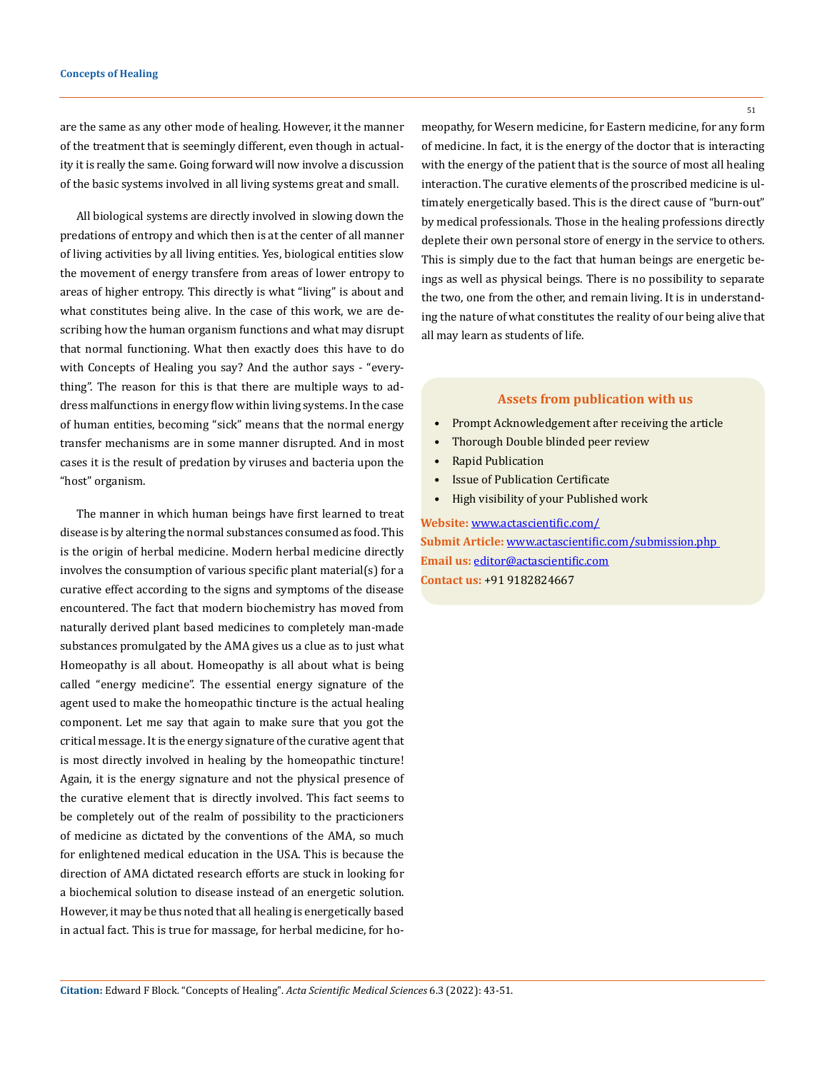are the same as any other mode of healing. However, it the manner of the treatment that is seemingly different, even though in actuality it is really the same. Going forward will now involve a discussion of the basic systems involved in all living systems great and small.

All biological systems are directly involved in slowing down the predations of entropy and which then is at the center of all manner of living activities by all living entities. Yes, biological entities slow the movement of energy transfere from areas of lower entropy to areas of higher entropy. This directly is what "living" is about and what constitutes being alive. In the case of this work, we are describing how the human organism functions and what may disrupt that normal functioning. What then exactly does this have to do with Concepts of Healing you say? And the author says - "everything". The reason for this is that there are multiple ways to address malfunctions in energy flow within living systems. In the case of human entities, becoming "sick" means that the normal energy transfer mechanisms are in some manner disrupted. And in most cases it is the result of predation by viruses and bacteria upon the "host" organism.

The manner in which human beings have first learned to treat disease is by altering the normal substances consumed as food. This is the origin of herbal medicine. Modern herbal medicine directly involves the consumption of various specific plant material(s) for a curative effect according to the signs and symptoms of the disease encountered. The fact that modern biochemistry has moved from naturally derived plant based medicines to completely man-made substances promulgated by the AMA gives us a clue as to just what Homeopathy is all about. Homeopathy is all about what is being called "energy medicine". The essential energy signature of the agent used to make the homeopathic tincture is the actual healing component. Let me say that again to make sure that you got the critical message. It is the energy signature of the curative agent that is most directly involved in healing by the homeopathic tincture! Again, it is the energy signature and not the physical presence of the curative element that is directly involved. This fact seems to be completely out of the realm of possibility to the practicioners of medicine as dictated by the conventions of the AMA, so much for enlightened medical education in the USA. This is because the direction of AMA dictated research efforts are stuck in looking for a biochemical solution to disease instead of an energetic solution. However, it may be thus noted that all healing is energetically based in actual fact. This is true for massage, for herbal medicine, for homeopathy, for Wesern medicine, for Eastern medicine, for any form of medicine. In fact, it is the energy of the doctor that is interacting with the energy of the patient that is the source of most all healing interaction. The curative elements of the proscribed medicine is ultimately energetically based. This is the direct cause of "burn-out" by medical professionals. Those in the healing professions directly deplete their own personal store of energy in the service to others. This is simply due to the fact that human beings are energetic beings as well as physical beings. There is no possibility to separate the two, one from the other, and remain living. It is in understanding the nature of what constitutes the reality of our being alive that all may learn as students of life.

**Assets from publication with us**

- Prompt Acknowledgement after receiving the article
- Thorough Double blinded peer review
- Rapid Publication
- Issue of Publication Certificate
- High visibility of your Published work

**Website:** www.actascientific.com/
**Submit Article:** www.actascientific.com/submission.php
**Email us:** editor@actascientific.com
**Contact us:** +91 9182824667